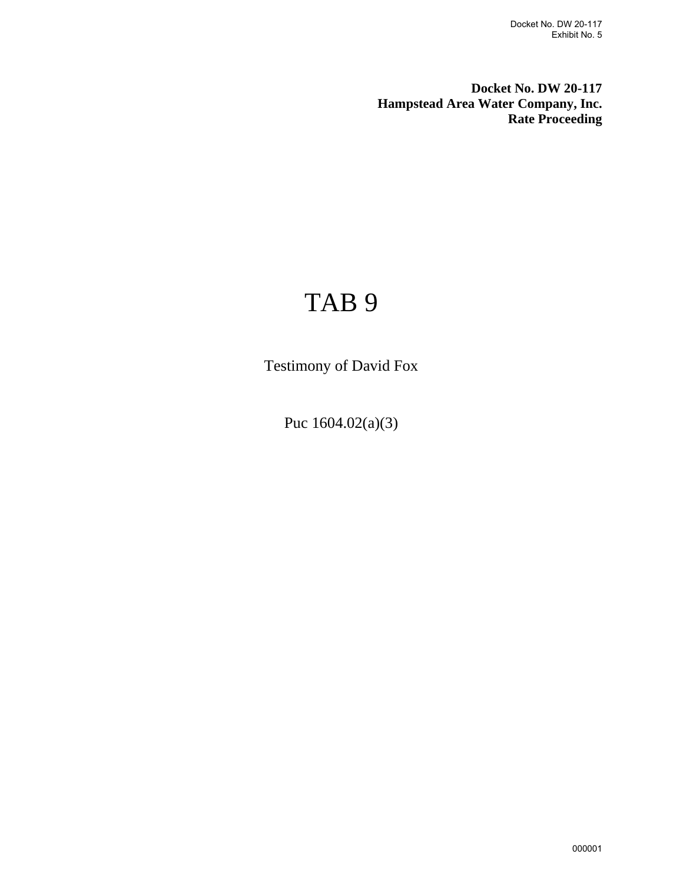**Docket No. DW 20-117**
**Hampstead Area Water Company, Inc.**
**Rate Proceeding**

# TAB 9

Testimony of David Fox

Puc 1604.02(a)(3)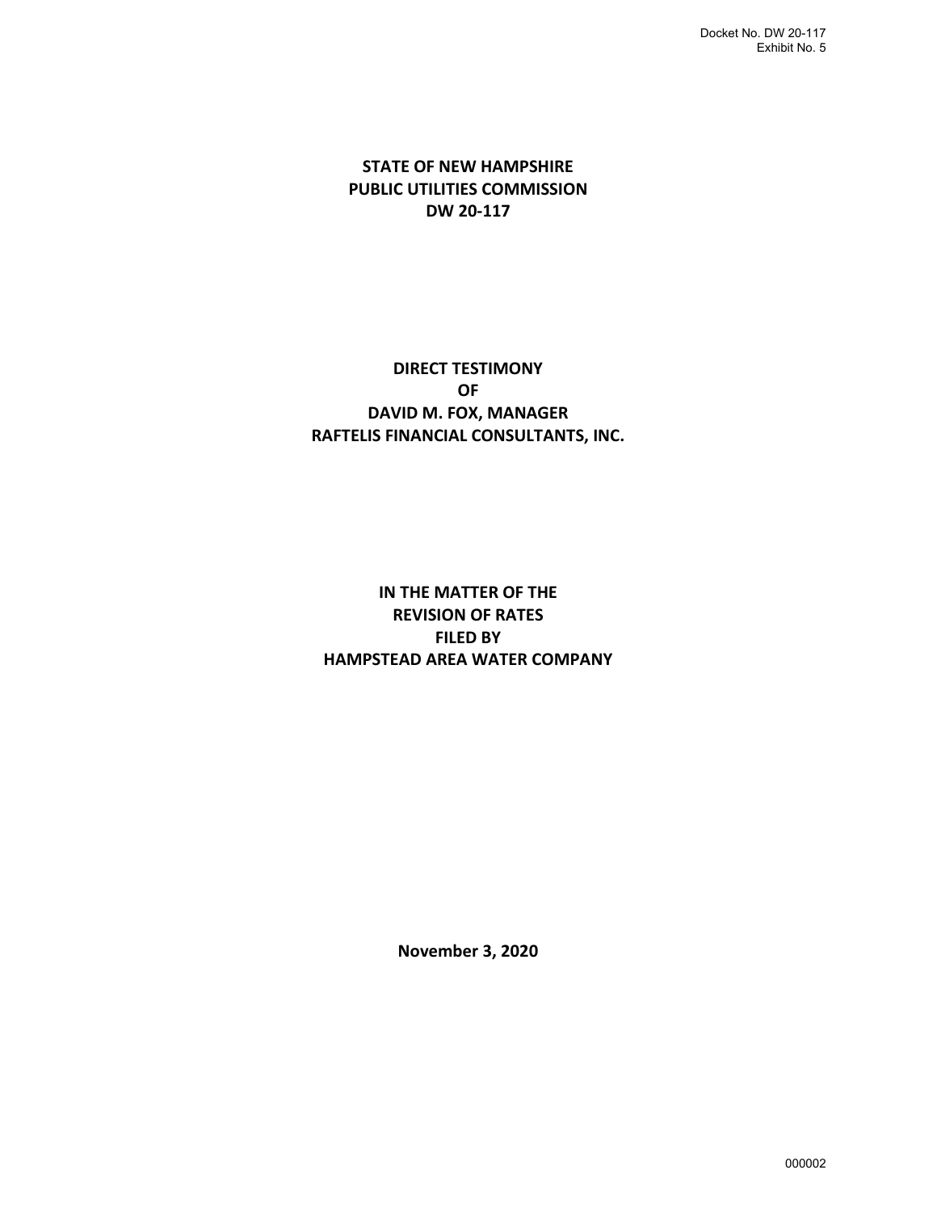**STATE OF NEW HAMPSHIRE**
**PUBLIC UTILITIES COMMISSION**
**DW 20-117**

**DIRECT TESTIMONY**
**OF**
**DAVID M. FOX, MANAGER**
**RAFTELIS FINANCIAL CONSULTANTS, INC.**

**IN THE MATTER OF THE**
**REVISION OF RATES**
**FILED BY**
**HAMPSTEAD AREA WATER COMPANY**

**November 3, 2020**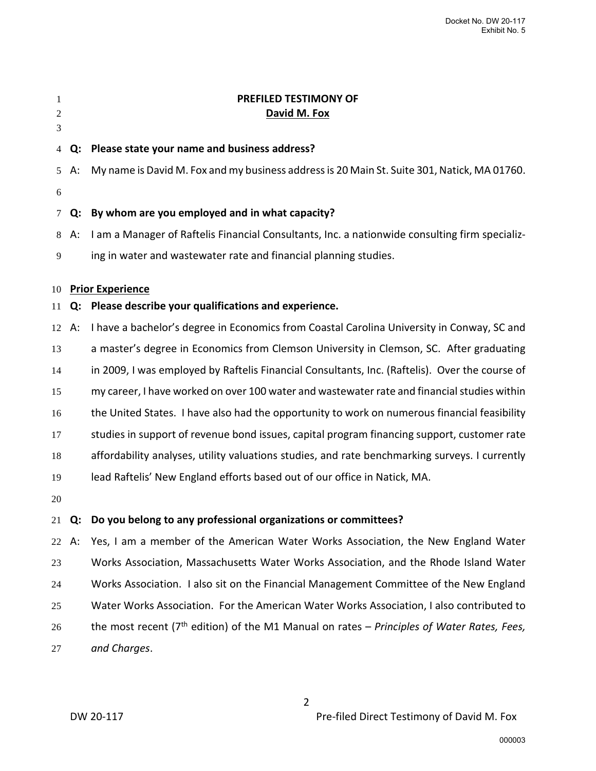**PREFILED TESTIMONY OF**

**David M. Fox**

**Q: Please state your name and business address?**

A: My name is David M. Fox and my business address is 20 Main St. Suite 301, Natick, MA 01760.

**Q: By whom are you employed and in what capacity?**

A: I am a Manager of Raftelis Financial Consultants, Inc. a nationwide consulting firm specializing in water and wastewater rate and financial planning studies.

**Prior Experience**

**Q: Please describe your qualifications and experience.**

A: I have a bachelor's degree in Economics from Coastal Carolina University in Conway, SC and a master's degree in Economics from Clemson University in Clemson, SC. After graduating in 2009, I was employed by Raftelis Financial Consultants, Inc. (Raftelis). Over the course of my career, I have worked on over 100 water and wastewater rate and financial studies within the United States. I have also had the opportunity to work on numerous financial feasibility studies in support of revenue bond issues, capital program financing support, customer rate affordability analyses, utility valuations studies, and rate benchmarking surveys. I currently lead Raftelis' New England efforts based out of our office in Natick, MA.

**Q: Do you belong to any professional organizations or committees?**

A: Yes, I am a member of the American Water Works Association, the New England Water Works Association, Massachusetts Water Works Association, and the Rhode Island Water Works Association. I also sit on the Financial Management Committee of the New England Water Works Association. For the American Water Works Association, I also contributed to the most recent (7th edition) of the M1 Manual on rates – *Principles of Water Rates, Fees, and Charges*.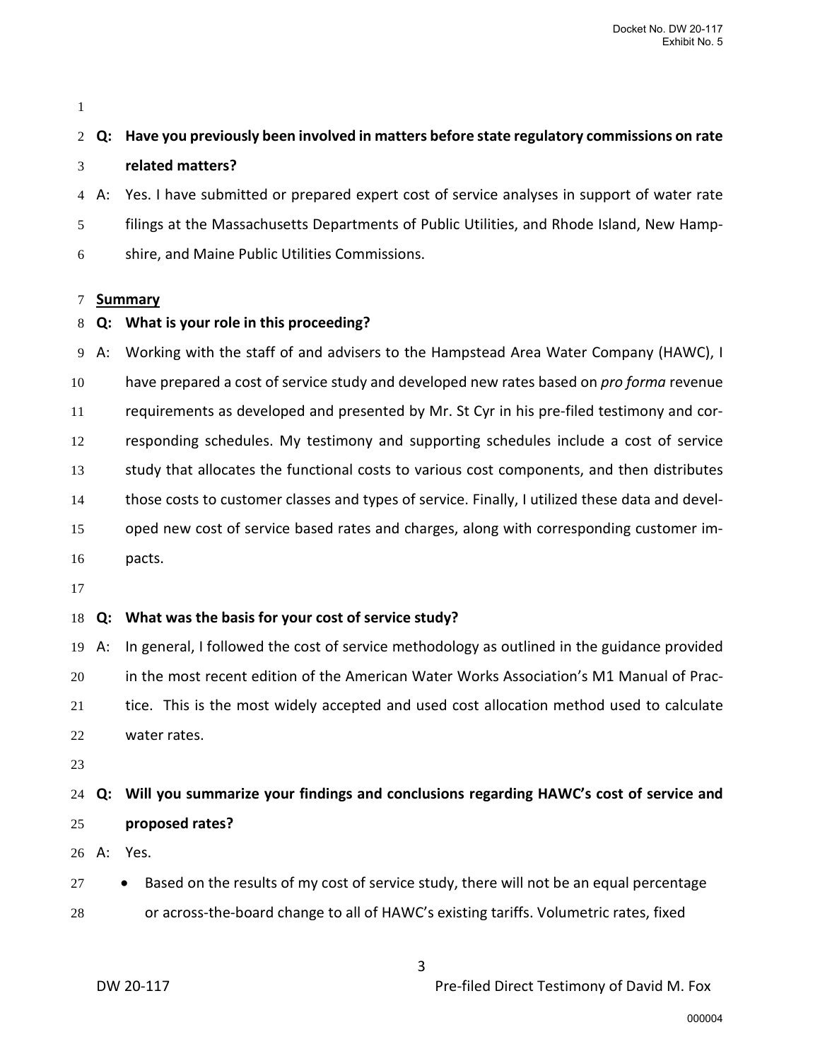**Q: Have you previously been involved in matters before state regulatory commissions on rate related matters?**

A: Yes. I have submitted or prepared expert cost of service analyses in support of water rate filings at the Massachusetts Departments of Public Utilities, and Rhode Island, New Hampshire, and Maine Public Utilities Commissions.

**Summary**

**Q: What is your role in this proceeding?**

A: Working with the staff of and advisers to the Hampstead Area Water Company (HAWC), I have prepared a cost of service study and developed new rates based on *pro forma* revenue requirements as developed and presented by Mr. St Cyr in his pre-filed testimony and corresponding schedules. My testimony and supporting schedules include a cost of service study that allocates the functional costs to various cost components, and then distributes those costs to customer classes and types of service. Finally, I utilized these data and developed new cost of service based rates and charges, along with corresponding customer impacts.

**Q: What was the basis for your cost of service study?**

A: In general, I followed the cost of service methodology as outlined in the guidance provided in the most recent edition of the American Water Works Association's M1 Manual of Practice. This is the most widely accepted and used cost allocation method used to calculate water rates.

**Q: Will you summarize your findings and conclusions regarding HAWC's cost of service and proposed rates?**

A: Yes.

- Based on the results of my cost of service study, there will not be an equal percentage or across-the-board change to all of HAWC's existing tariffs. Volumetric rates, fixed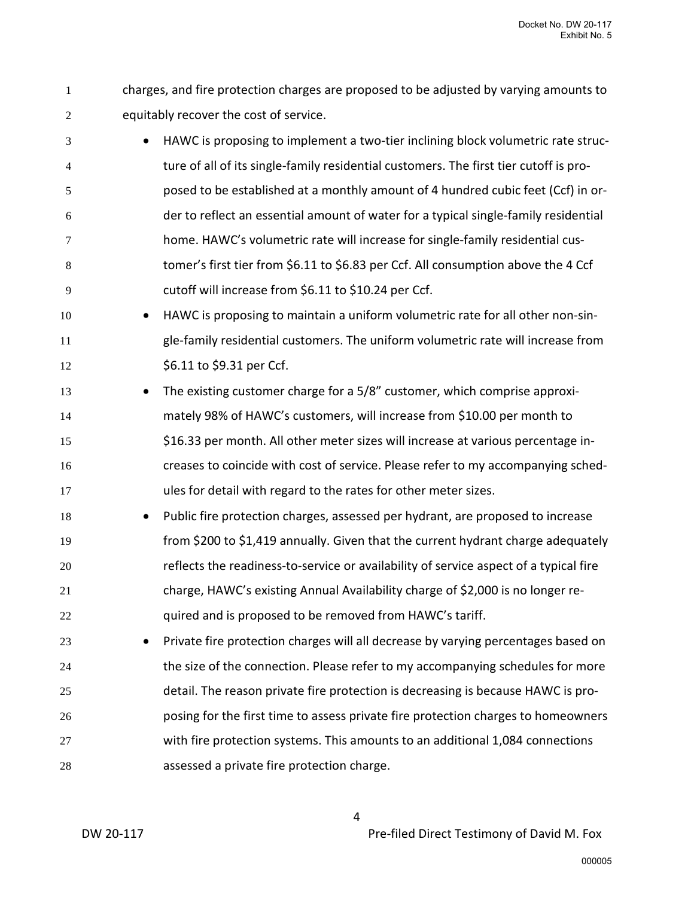charges, and fire protection charges are proposed to be adjusted by varying amounts to equitably recover the cost of service.

- HAWC is proposing to implement a two-tier inclining block volumetric rate structure of all of its single-family residential customers. The first tier cutoff is proposed to be established at a monthly amount of 4 hundred cubic feet (Ccf) in order to reflect an essential amount of water for a typical single-family residential home. HAWC's volumetric rate will increase for single-family residential customer's first tier from $6.11 to $6.83 per Ccf. All consumption above the 4 Ccf cutoff will increase from $6.11 to $10.24 per Ccf.
- HAWC is proposing to maintain a uniform volumetric rate for all other non-single-family residential customers. The uniform volumetric rate will increase from $6.11 to $9.31 per Ccf.
- The existing customer charge for a 5/8" customer, which comprise approximately 98% of HAWC's customers, will increase from $10.00 per month to $16.33 per month. All other meter sizes will increase at various percentage increases to coincide with cost of service. Please refer to my accompanying schedules for detail with regard to the rates for other meter sizes.
- Public fire protection charges, assessed per hydrant, are proposed to increase from $200 to $1,419 annually. Given that the current hydrant charge adequately reflects the readiness-to-service or availability of service aspect of a typical fire charge, HAWC's existing Annual Availability charge of $2,000 is no longer required and is proposed to be removed from HAWC's tariff.
- Private fire protection charges will all decrease by varying percentages based on the size of the connection. Please refer to my accompanying schedules for more detail. The reason private fire protection is decreasing is because HAWC is proposing for the first time to assess private fire protection charges to homeowners with fire protection systems. This amounts to an additional 1,084 connections assessed a private fire protection charge.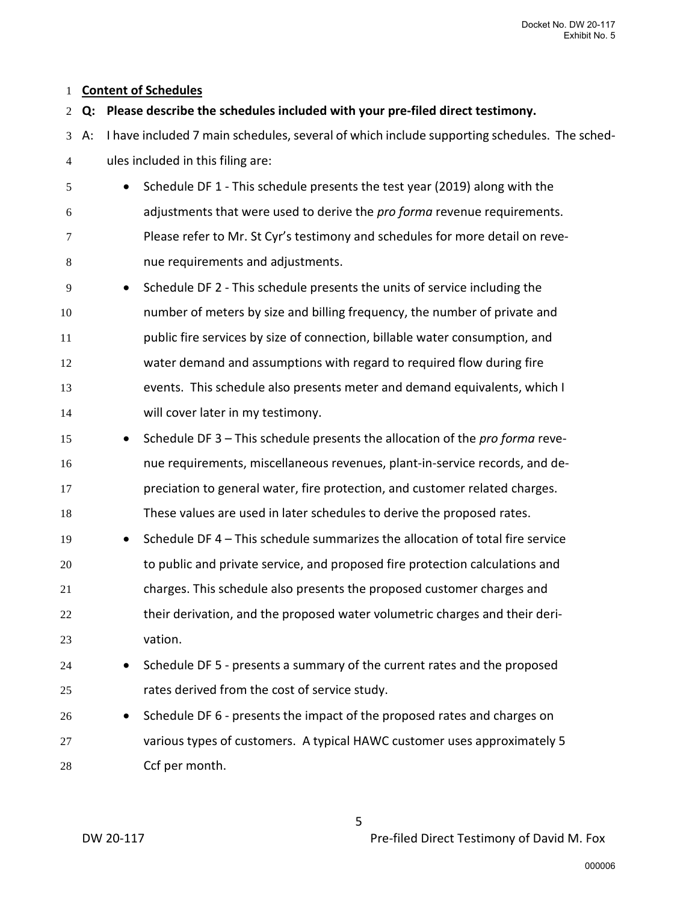**Content of Schedules**

**Q: Please describe the schedules included with your pre-filed direct testimony.**

A: I have included 7 main schedules, several of which include supporting schedules. The schedules included in this filing are:

- Schedule DF 1 - This schedule presents the test year (2019) along with the adjustments that were used to derive the *pro forma* revenue requirements. Please refer to Mr. St Cyr's testimony and schedules for more detail on revenue requirements and adjustments.
- Schedule DF 2 - This schedule presents the units of service including the number of meters by size and billing frequency, the number of private and public fire services by size of connection, billable water consumption, and water demand and assumptions with regard to required flow during fire events. This schedule also presents meter and demand equivalents, which I will cover later in my testimony.
- Schedule DF 3 – This schedule presents the allocation of the *pro forma* revenue requirements, miscellaneous revenues, plant-in-service records, and depreciation to general water, fire protection, and customer related charges. These values are used in later schedules to derive the proposed rates.
- Schedule DF 4 – This schedule summarizes the allocation of total fire service to public and private service, and proposed fire protection calculations and charges. This schedule also presents the proposed customer charges and their derivation, and the proposed water volumetric charges and their derivation.
- Schedule DF 5 - presents a summary of the current rates and the proposed rates derived from the cost of service study.
- Schedule DF 6 - presents the impact of the proposed rates and charges on various types of customers. A typical HAWC customer uses approximately 5 Ccf per month.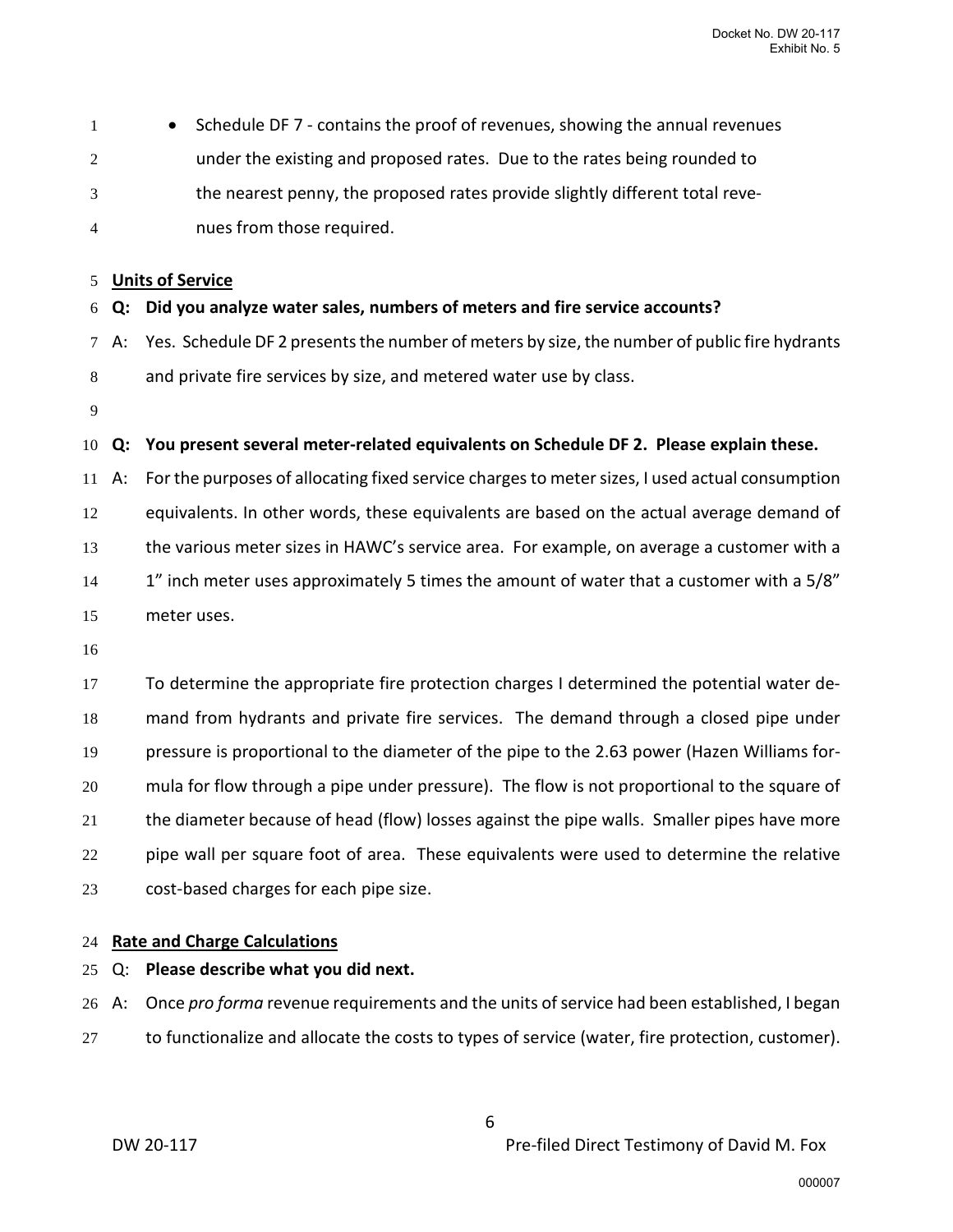- Schedule DF 7 - contains the proof of revenues, showing the annual revenues under the existing and proposed rates. Due to the rates being rounded to the nearest penny, the proposed rates provide slightly different total revenues from those required.

**Units of Service**

**Q: Did you analyze water sales, numbers of meters and fire service accounts?**

A: Yes. Schedule DF 2 presents the number of meters by size, the number of public fire hydrants and private fire services by size, and metered water use by class.

**Q: You present several meter-related equivalents on Schedule DF 2. Please explain these.**

A: For the purposes of allocating fixed service charges to meter sizes, I used actual consumption equivalents. In other words, these equivalents are based on the actual average demand of the various meter sizes in HAWC's service area. For example, on average a customer with a 1" inch meter uses approximately 5 times the amount of water that a customer with a 5/8" meter uses.

To determine the appropriate fire protection charges I determined the potential water demand from hydrants and private fire services. The demand through a closed pipe under pressure is proportional to the diameter of the pipe to the 2.63 power (Hazen Williams formula for flow through a pipe under pressure). The flow is not proportional to the square of the diameter because of head (flow) losses against the pipe walls. Smaller pipes have more pipe wall per square foot of area. These equivalents were used to determine the relative cost-based charges for each pipe size.

**Rate and Charge Calculations**

Q: **Please describe what you did next.**

A: Once *pro forma* revenue requirements and the units of service had been established, I began to functionalize and allocate the costs to types of service (water, fire protection, customer).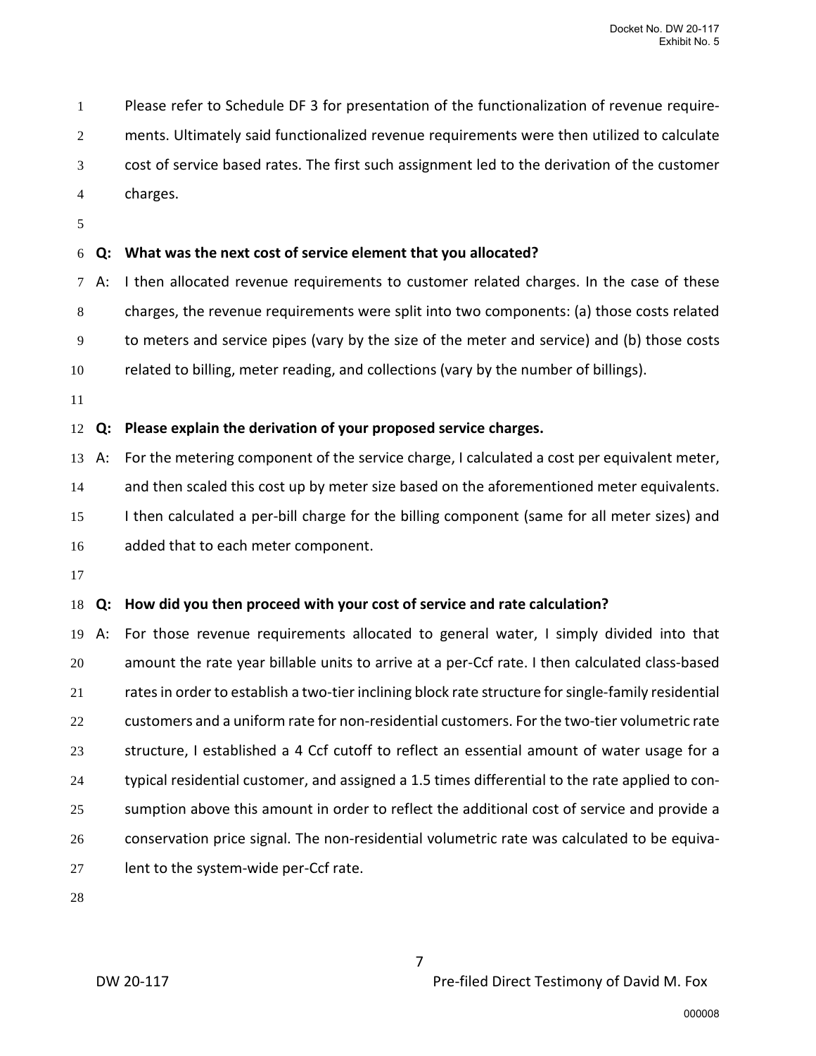Please refer to Schedule DF 3 for presentation of the functionalization of revenue requirements. Ultimately said functionalized revenue requirements were then utilized to calculate cost of service based rates. The first such assignment led to the derivation of the customer charges.

**Q: What was the next cost of service element that you allocated?**

A: I then allocated revenue requirements to customer related charges. In the case of these charges, the revenue requirements were split into two components: (a) those costs related to meters and service pipes (vary by the size of the meter and service) and (b) those costs related to billing, meter reading, and collections (vary by the number of billings).

**Q: Please explain the derivation of your proposed service charges.**

A: For the metering component of the service charge, I calculated a cost per equivalent meter, and then scaled this cost up by meter size based on the aforementioned meter equivalents. I then calculated a per-bill charge for the billing component (same for all meter sizes) and added that to each meter component.

**Q: How did you then proceed with your cost of service and rate calculation?**

A: For those revenue requirements allocated to general water, I simply divided into that amount the rate year billable units to arrive at a per-Ccf rate. I then calculated class-based rates in order to establish a two-tier inclining block rate structure for single-family residential customers and a uniform rate for non-residential customers. For the two-tier volumetric rate structure, I established a 4 Ccf cutoff to reflect an essential amount of water usage for a typical residential customer, and assigned a 1.5 times differential to the rate applied to consumption above this amount in order to reflect the additional cost of service and provide a conservation price signal. The non-residential volumetric rate was calculated to be equivalent to the system-wide per-Ccf rate.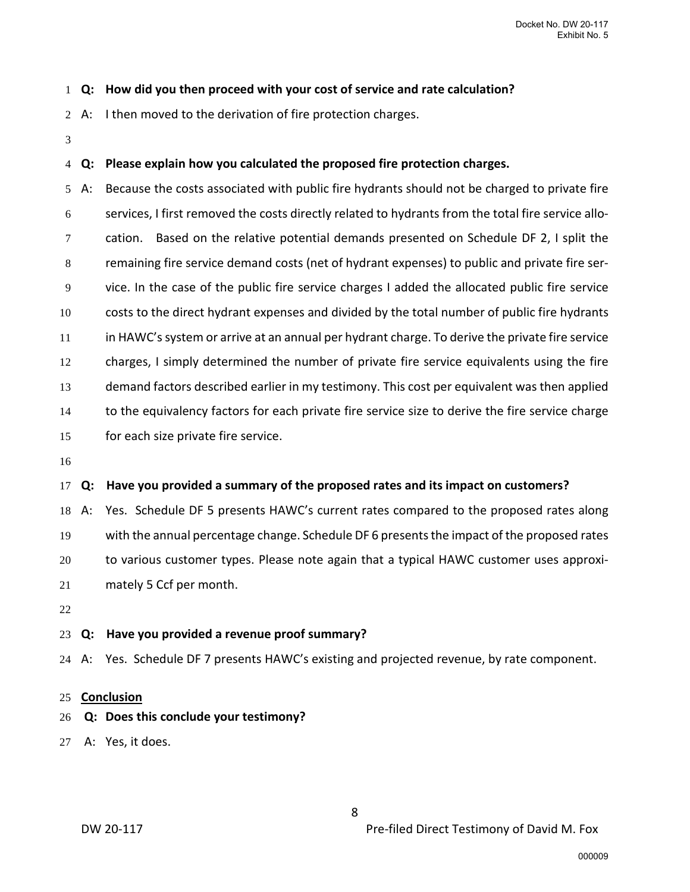**Q: How did you then proceed with your cost of service and rate calculation?**

A: I then moved to the derivation of fire protection charges.

**Q: Please explain how you calculated the proposed fire protection charges.**

A: Because the costs associated with public fire hydrants should not be charged to private fire services, I first removed the costs directly related to hydrants from the total fire service allocation. Based on the relative potential demands presented on Schedule DF 2, I split the remaining fire service demand costs (net of hydrant expenses) to public and private fire service. In the case of the public fire service charges I added the allocated public fire service costs to the direct hydrant expenses and divided by the total number of public fire hydrants in HAWC's system or arrive at an annual per hydrant charge. To derive the private fire service charges, I simply determined the number of private fire service equivalents using the fire demand factors described earlier in my testimony. This cost per equivalent was then applied to the equivalency factors for each private fire service size to derive the fire service charge for each size private fire service.

**Q: Have you provided a summary of the proposed rates and its impact on customers?**

A: Yes. Schedule DF 5 presents HAWC's current rates compared to the proposed rates along with the annual percentage change. Schedule DF 6 presents the impact of the proposed rates to various customer types. Please note again that a typical HAWC customer uses approximately 5 Ccf per month.

**Q: Have you provided a revenue proof summary?**

A: Yes. Schedule DF 7 presents HAWC's existing and projected revenue, by rate component.

**<u>Conclusion</u>**

**Q: Does this conclude your testimony?**

A: Yes, it does.